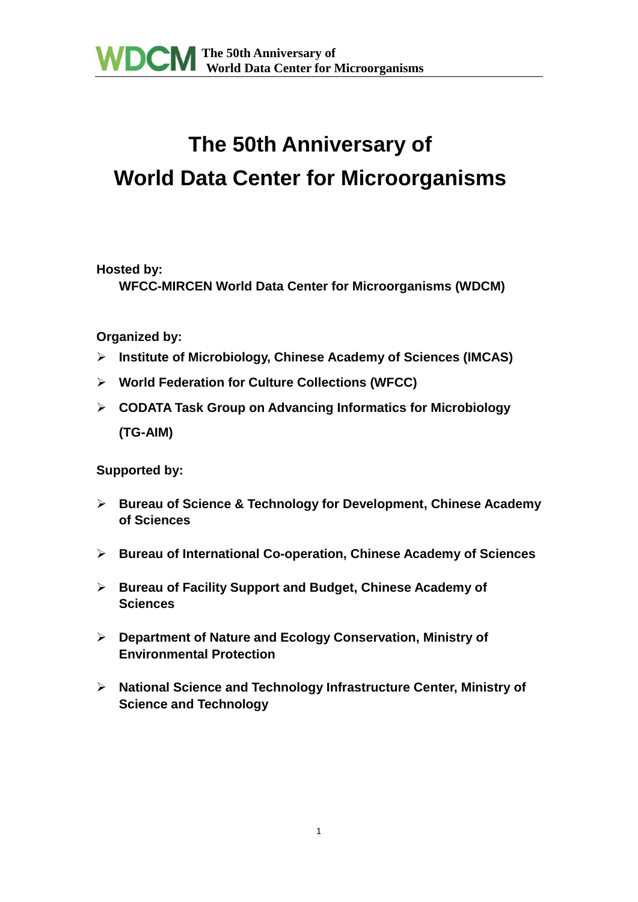# The 50th Anniversary of World Data Center for Microorganisms

**Hosted by:**

**WFCC-MIRCEN World Data Center for Microorganisms (WDCM)**

**Organized by:**

- **Institute of Microbiology, Chinese Academy of Sciences (IMCAS)**
- **World Federation for Culture Collections (WFCC)**
- **CODATA Task Group on Advancing Informatics for Microbiology (TG-AIM)**

**Supported by:**

- **Bureau of Science & Technology for Development, Chinese Academy of Sciences**
- **Bureau of International Co-operation, Chinese Academy of Sciences**
- **Bureau of Facility Support and Budget, Chinese Academy of Sciences**
- **Department of Nature and Ecology Conservation, Ministry of Environmental Protection**
- **National Science and Technology Infrastructure Center, Ministry of Science and Technology**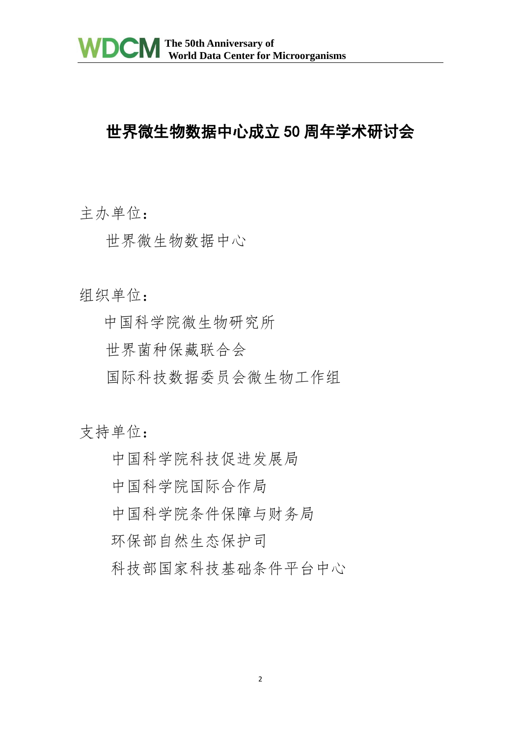# 世界微生物数据中心成立 50 周年学术研讨会

主办单位：

世界微生物数据中心

组织单位：

中国科学院微生物研究所

世界菌种保藏联合会

国际科技数据委员会微生物工作组

支持单位：

中国科学院科技促进发展局

中国科学院国际合作局

中国科学院条件保障与财务局

环保部自然生态保护司

科技部国家科技基础条件平台中心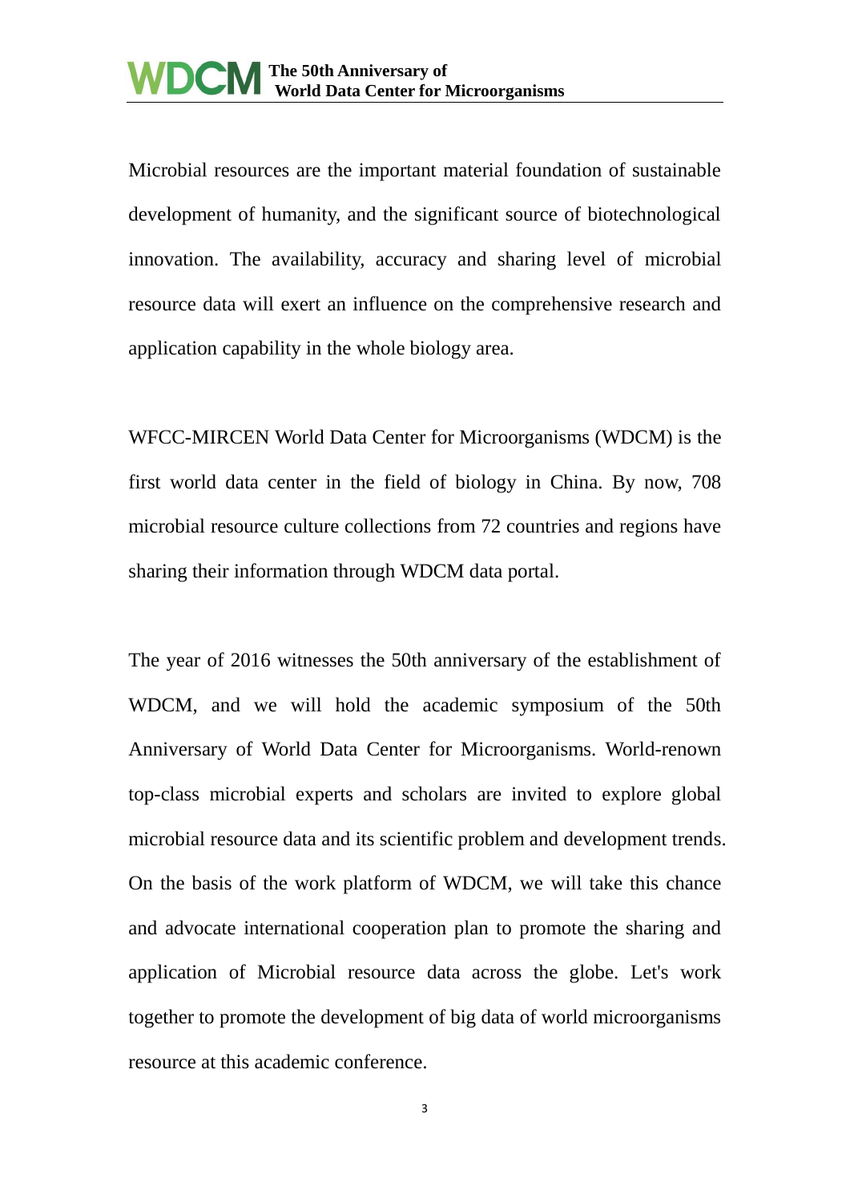Microbial resources are the important material foundation of sustainable development of humanity, and the significant source of biotechnological innovation. The availability, accuracy and sharing level of microbial resource data will exert an influence on the comprehensive research and application capability in the whole biology area.

WFCC-MIRCEN World Data Center for Microorganisms (WDCM) is the first world data center in the field of biology in China. By now, 708 microbial resource culture collections from 72 countries and regions have sharing their information through WDCM data portal.

The year of 2016 witnesses the 50th anniversary of the establishment of WDCM, and we will hold the academic symposium of the 50th Anniversary of World Data Center for Microorganisms. World-renown top-class microbial experts and scholars are invited to explore global microbial resource data and its scientific problem and development trends. On the basis of the work platform of WDCM, we will take this chance and advocate international cooperation plan to promote the sharing and application of Microbial resource data across the globe. Let's work together to promote the development of big data of world microorganisms resource at this academic conference.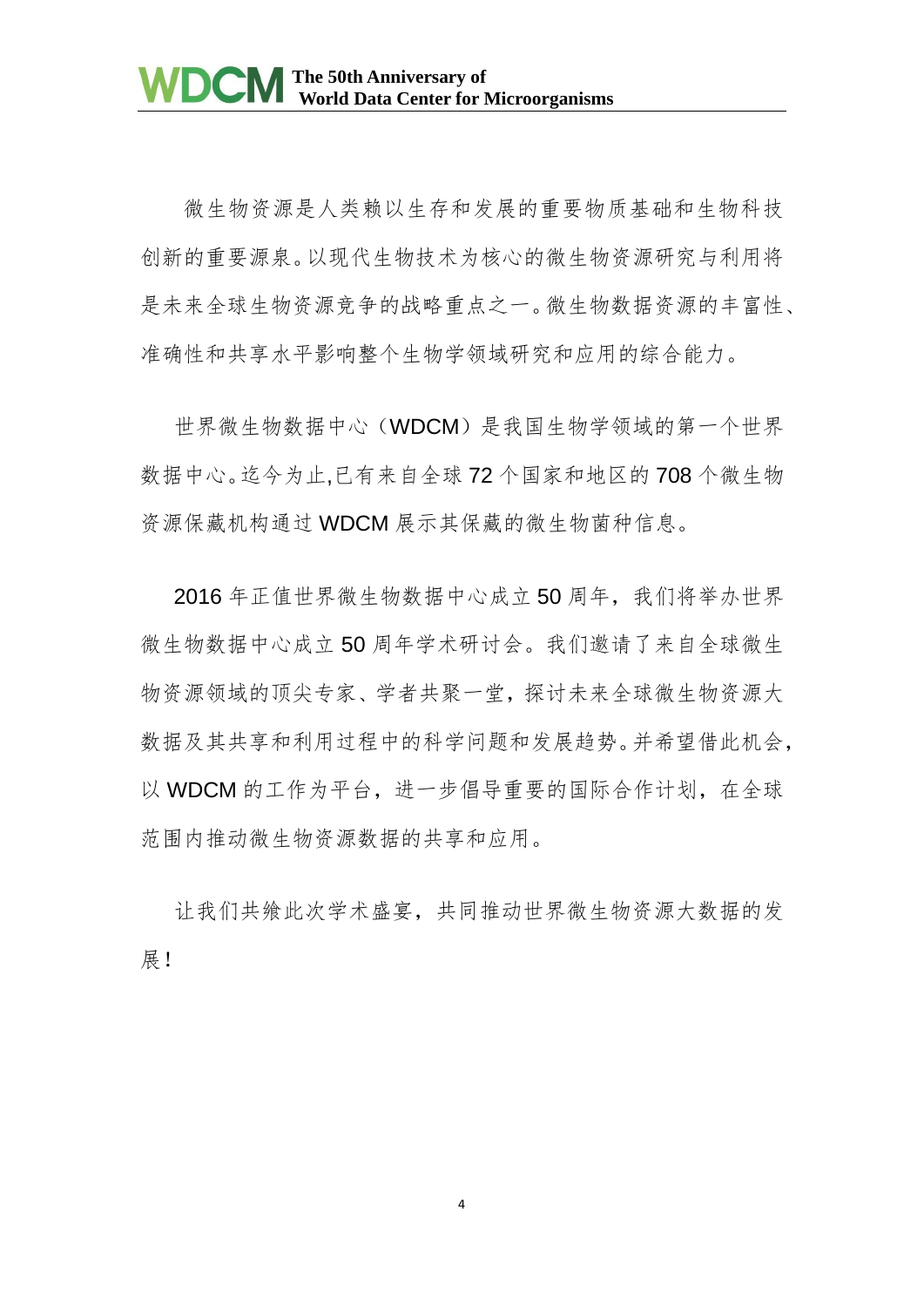微生物资源是人类赖以生存和发展的重要物质基础和生物科技创新的重要源泉。以现代生物技术为核心的微生物资源研究与利用将是未来全球生物资源竞争的战略重点之一。微生物数据资源的丰富性、准确性和共享水平影响整个生物学领域研究和应用的综合能力。

世界微生物数据中心（WDCM）是我国生物学领域的第一个世界数据中心。迄今为止,已有来自全球 72 个国家和地区的 708 个微生物资源保藏机构通过 WDCM 展示其保藏的微生物菌种信息。

2016 年正值世界微生物数据中心成立 50 周年，我们将举办世界微生物数据中心成立 50 周年学术研讨会。我们邀请了来自全球微生物资源领域的顶尖专家、学者共聚一堂，探讨未来全球微生物资源大数据及其共享和利用过程中的科学问题和发展趋势。并希望借此机会，以 WDCM 的工作为平台，进一步倡导重要的国际合作计划，在全球范围内推动微生物资源数据的共享和应用。

让我们共飨此次学术盛宴，共同推动世界微生物资源大数据的发展！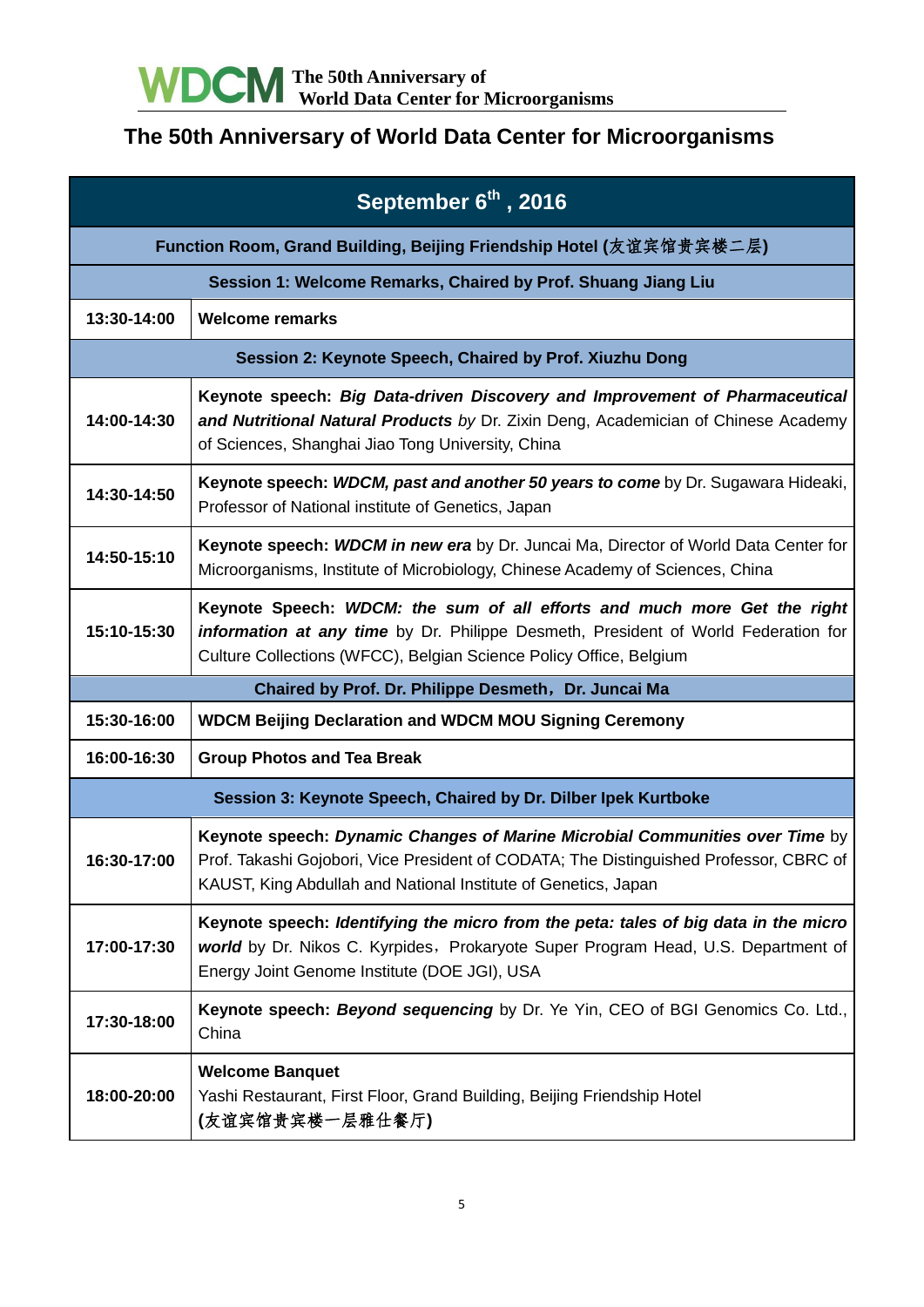## The 50th Anniversary of World Data Center for Microorganisms

| | |
|---|---|
| **September 6th, 2016** | |
| **Function Room, Grand Building, Beijing Friendship Hotel (友谊宾馆贵宾楼二层)** | |
| **Session 1: Welcome Remarks, Chaired by Prof. Shuang Jiang Liu** | |
| **13:30-14:00** | **Welcome remarks** |
| **Session 2: Keynote Speech, Chaired by Prof. Xiuzhu Dong** | |
| **14:00-14:30** | **Keynote speech: *Big Data-driven Discovery and Improvement of Pharmaceutical and Nutritional Natural Products*** *by* Dr. Zixin Deng, Academician of Chinese Academy of Sciences, Shanghai Jiao Tong University, China |
| **14:30-14:50** | **Keynote speech: *WDCM, past and another 50 years to come*** by Dr. Sugawara Hideaki, Professor of National institute of Genetics, Japan |
| **14:50-15:10** | **Keynote speech: *WDCM in new era*** by Dr. Juncai Ma, Director of World Data Center for Microorganisms, Institute of Microbiology, Chinese Academy of Sciences, China |
| **15:10-15:30** | **Keynote Speech: *WDCM: the sum of all efforts and much more Get the right information at any time*** by Dr. Philippe Desmeth, President of World Federation for Culture Collections (WFCC), Belgian Science Policy Office, Belgium |
| **Chaired by Prof. Dr. Philippe Desmeth，Dr. Juncai Ma** | |
| **15:30-16:00** | **WDCM Beijing Declaration and WDCM MOU Signing Ceremony** |
| **16:00-16:30** | **Group Photos and Tea Break** |
| **Session 3: Keynote Speech, Chaired by Dr. Dilber Ipek Kurtboke** | |
| **16:30-17:00** | **Keynote speech: *Dynamic Changes of Marine Microbial Communities over Time*** by Prof. Takashi Gojobori, Vice President of CODATA; The Distinguished Professor, CBRC of KAUST, King Abdullah and National Institute of Genetics, Japan |
| **17:00-17:30** | **Keynote speech: *Identifying the micro from the peta: tales of big data in the micro world*** by Dr. Nikos C. Kyrpides，Prokaryote Super Program Head, U.S. Department of Energy Joint Genome Institute (DOE JGI), USA |
| **17:30-18:00** | **Keynote speech: *Beyond sequencing*** by Dr. Ye Yin, CEO of BGI Genomics Co. Ltd., China |
| **18:00-20:00** | **Welcome Banquet** Yashi Restaurant, First Floor, Grand Building, Beijing Friendship Hotel **(友谊宾馆贵宾楼一层雅仕餐厅)** |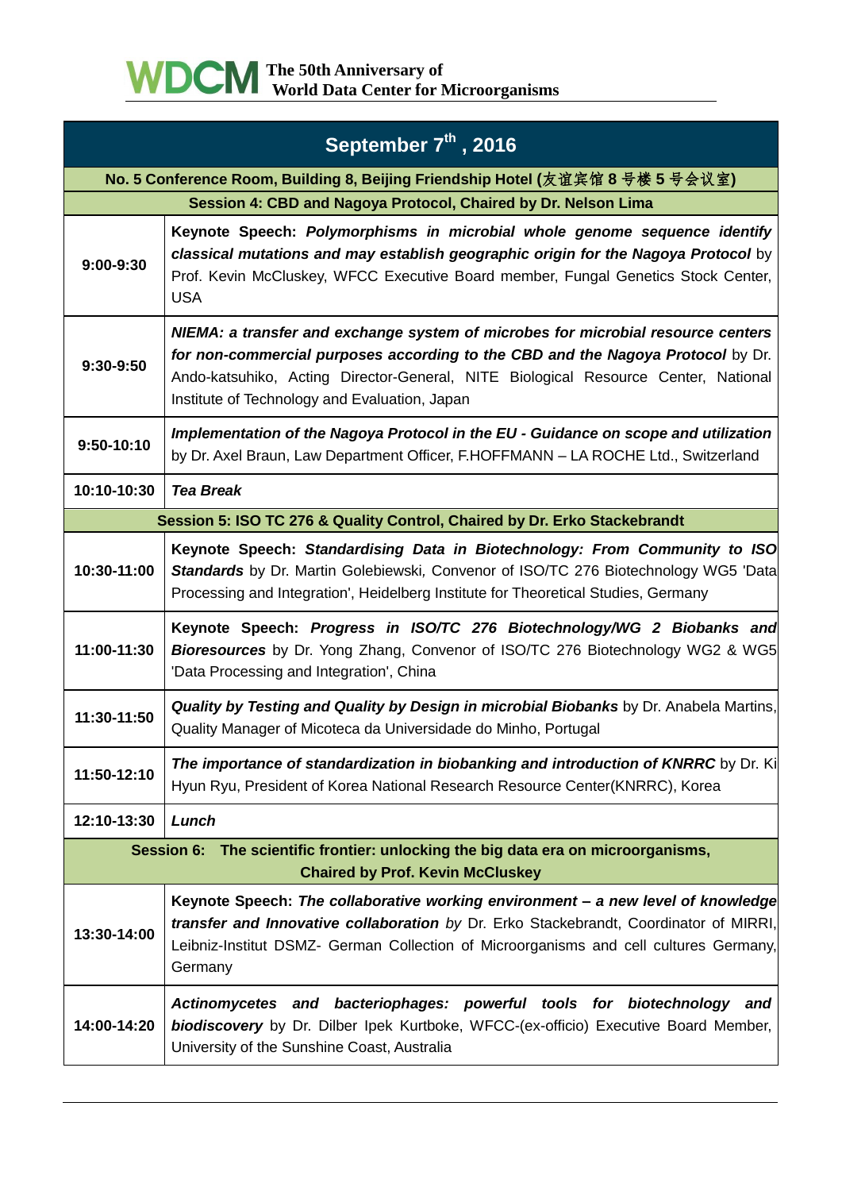# September 7th, 2016

| | |
|---|---|
| **No. 5 Conference Room, Building 8, Beijing Friendship Hotel (友谊宾馆 8 号楼 5 号会议室)** | |
| **Session 4: CBD and Nagoya Protocol, Chaired by Dr. Nelson Lima** | |
| **9:00-9:30** | **Keynote Speech:** ***Polymorphisms in microbial whole genome sequence identify classical mutations and may establish geographic origin for the Nagoya Protocol*** by Prof. Kevin McCluskey, WFCC Executive Board member, Fungal Genetics Stock Center, USA |
| **9:30-9:50** | ***NIEMA: a transfer and exchange system of microbes for microbial resource centers for non-commercial purposes according to the CBD and the Nagoya Protocol*** by Dr. Ando-katsuhiko, Acting Director-General, NITE Biological Resource Center, National Institute of Technology and Evaluation, Japan |
| **9:50-10:10** | ***Implementation of the Nagoya Protocol in the EU - Guidance on scope and utilization*** by Dr. Axel Braun, Law Department Officer, F.HOFFMANN – LA ROCHE Ltd., Switzerland |
| **10:10-10:30** | ***Tea Break*** |
| **Session 5: ISO TC 276 & Quality Control, Chaired by Dr. Erko Stackebrandt** | |
| **10:30-11:00** | **Keynote Speech:** ***Standardising Data in Biotechnology: From Community to ISO Standards*** by Dr. Martin Golebiewski, Convenor of ISO/TC 276 Biotechnology WG5 'Data Processing and Integration', Heidelberg Institute for Theoretical Studies, Germany |
| **11:00-11:30** | **Keynote Speech:** ***Progress in ISO/TC 276 Biotechnology/WG 2 Biobanks and Bioresources*** by Dr. Yong Zhang, Convenor of ISO/TC 276 Biotechnology WG2 & WG5 'Data Processing and Integration', China |
| **11:30-11:50** | ***Quality by Testing and Quality by Design in microbial Biobanks*** by Dr. Anabela Martins, Quality Manager of Micoteca da Universidade do Minho, Portugal |
| **11:50-12:10** | ***The importance of standardization in biobanking and introduction of KNRRC*** by Dr. Ki Hyun Ryu, President of Korea National Research Resource Center(KNRRC), Korea |
| **12:10-13:30** | ***Lunch*** |
| **Session 6: The scientific frontier: unlocking the big data era on microorganisms, Chaired by Prof. Kevin McCluskey** | |
| **13:30-14:00** | **Keynote Speech:** ***The collaborative working environment – a new level of knowledge transfer and Innovative collaboration*** *by* Dr. Erko Stackebrandt, Coordinator of MIRRI, Leibniz-Institut DSMZ- German Collection of Microorganisms and cell cultures Germany, Germany |
| **14:00-14:20** | ***Actinomycetes and bacteriophages: powerful tools for biotechnology and biodiscovery*** by Dr. Dilber Ipek Kurtboke, WFCC-(ex-officio) Executive Board Member, University of the Sunshine Coast, Australia |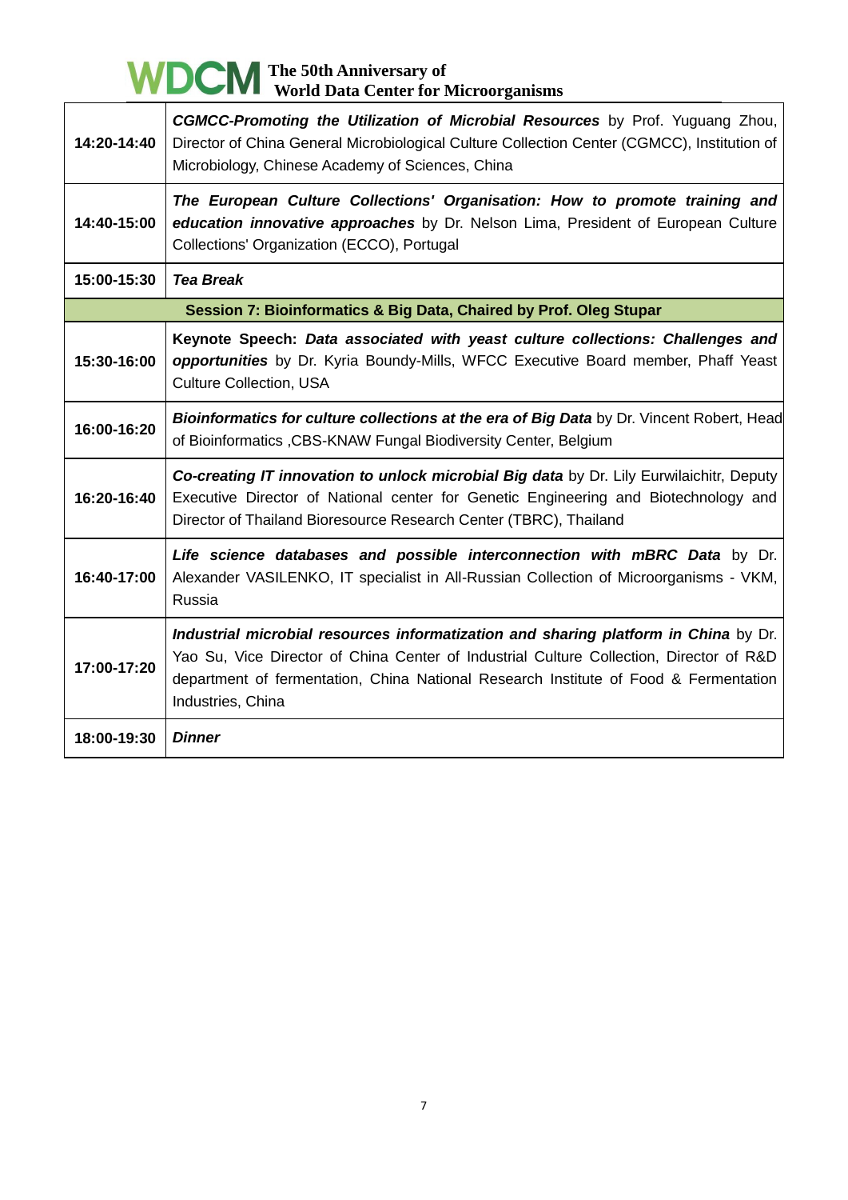| | |
|---|---|
| **14:20-14:40** | ***CGMCC-Promoting the Utilization of Microbial Resources*** by Prof. Yuguang Zhou, Director of China General Microbiological Culture Collection Center (CGMCC), Institution of Microbiology, Chinese Academy of Sciences, China |
| **14:40-15:00** | ***The European Culture Collections' Organisation: How to promote training and education innovative approaches*** by Dr. Nelson Lima, President of European Culture Collections' Organization (ECCO), Portugal |
| **15:00-15:30** | ***Tea Break*** |
| **Session 7: Bioinformatics & Big Data, Chaired by Prof. Oleg Stupar** | |
| **15:30-16:00** | **Keynote Speech:** ***Data associated with yeast culture collections: Challenges and opportunities*** by Dr. Kyria Boundy-Mills, WFCC Executive Board member, Phaff Yeast Culture Collection, USA |
| **16:00-16:20** | ***Bioinformatics for culture collections at the era of Big Data*** by Dr. Vincent Robert, Head of Bioinformatics ,CBS-KNAW Fungal Biodiversity Center, Belgium |
| **16:20-16:40** | ***Co-creating IT innovation to unlock microbial Big data*** by Dr. Lily Eurwilaichitr, Deputy Executive Director of National center for Genetic Engineering and Biotechnology and Director of Thailand Bioresource Research Center (TBRC), Thailand |
| **16:40-17:00** | ***Life science databases and possible interconnection with mBRC Data*** by Dr. Alexander VASILENKO, IT specialist in All-Russian Collection of Microorganisms - VKM, Russia |
| **17:00-17:20** | ***Industrial microbial resources informatization and sharing platform in China*** by Dr. Yao Su, Vice Director of China Center of Industrial Culture Collection, Director of R&D department of fermentation, China National Research Institute of Food & Fermentation Industries, China |
| **18:00-19:30** | ***Dinner*** |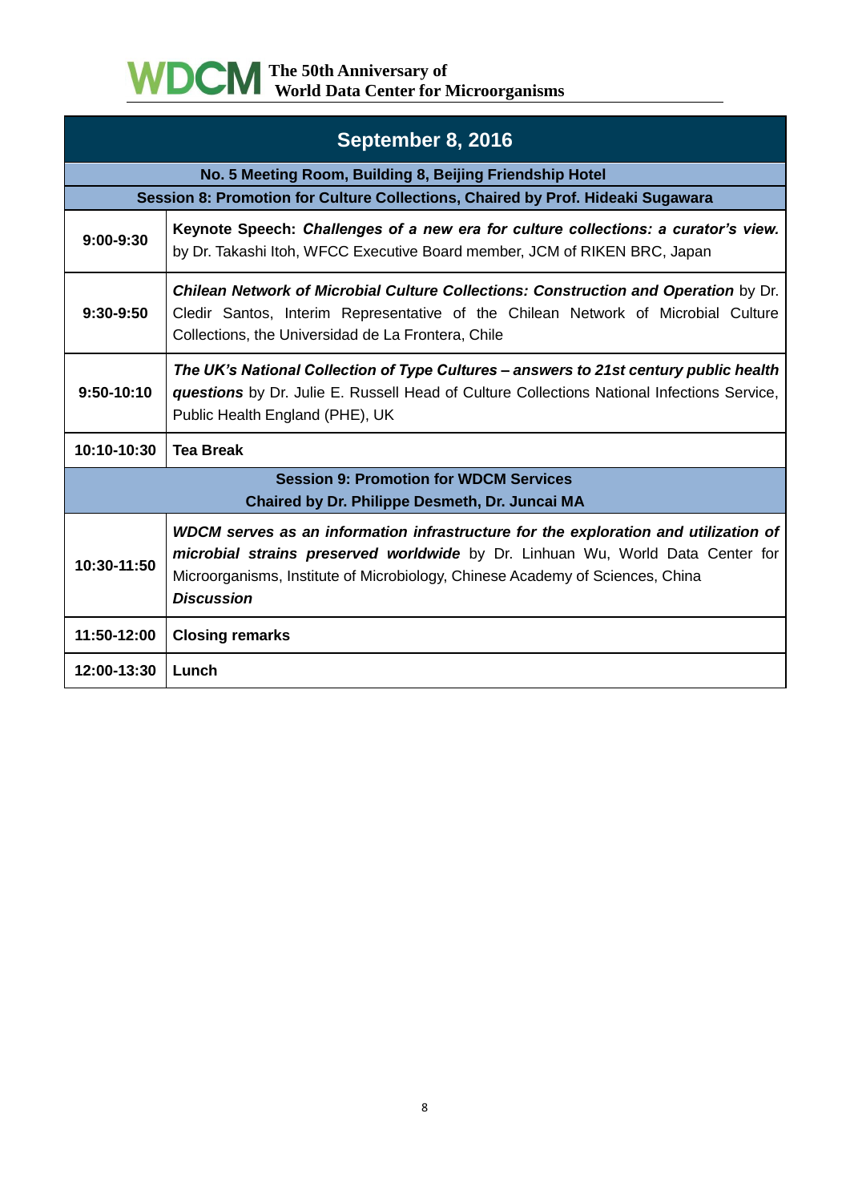| September 8, 2016 | |
|---|---|
| **No. 5 Meeting Room, Building 8, Beijing Friendship Hotel** | |
| **Session 8: Promotion for Culture Collections, Chaired by Prof. Hideaki Sugawara** | |
| **9:00-9:30** | **Keynote Speech:** ***Challenges of a new era for culture collections: a curator's view.*** by Dr. Takashi Itoh, WFCC Executive Board member, JCM of RIKEN BRC, Japan |
| **9:30-9:50** | ***Chilean Network of Microbial Culture Collections: Construction and Operation*** by Dr. Cledir Santos, Interim Representative of the Chilean Network of Microbial Culture Collections, the Universidad de La Frontera, Chile |
| **9:50-10:10** | ***The UK's National Collection of Type Cultures – answers to 21st century public health questions*** by Dr. Julie E. Russell Head of Culture Collections National Infections Service, Public Health England (PHE), UK |
| **10:10-10:30** | **Tea Break** |
| **Session 9: Promotion for WDCM Services**<br>**Chaired by Dr. Philippe Desmeth, Dr. Juncai MA** | |
| **10:30-11:50** | ***WDCM serves as an information infrastructure for the exploration and utilization of microbial strains preserved worldwide*** by Dr. Linhuan Wu, World Data Center for Microorganisms, Institute of Microbiology, Chinese Academy of Sciences, China<br>***Discussion*** |
| **11:50-12:00** | **Closing remarks** |
| **12:00-13:30** | **Lunch** |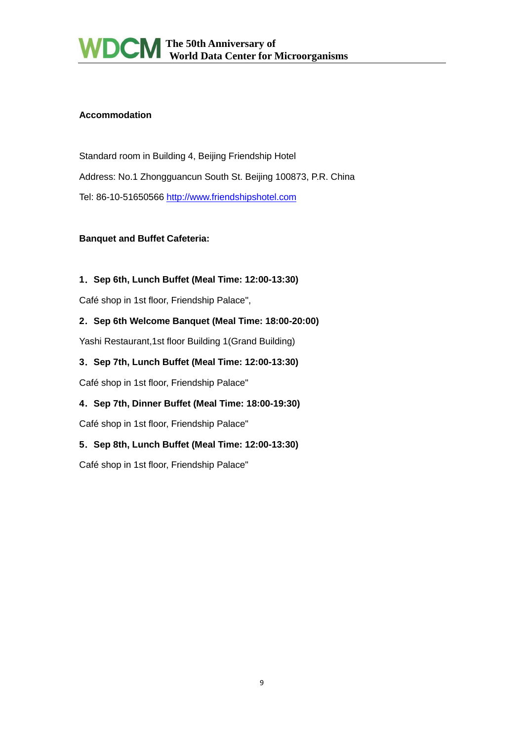**Accommodation**

Standard room in Building 4, Beijing Friendship Hotel

Address: No.1 Zhongguancun South St. Beijing 100873, P.R. China

Tel: 86-10-51650566 http://www.friendshipshotel.com

**Banquet and Buffet Cafeteria:**

**1．Sep 6th, Lunch Buffet (Meal Time: 12:00-13:30)**

Café shop in 1st floor, Friendship Palace",

**2．Sep 6th Welcome Banquet (Meal Time: 18:00-20:00)**

Yashi Restaurant,1st floor Building 1(Grand Building)

**3．Sep 7th, Lunch Buffet (Meal Time: 12:00-13:30)**

Café shop in 1st floor, Friendship Palace"

**4．Sep 7th, Dinner Buffet (Meal Time: 18:00-19:30)**

Café shop in 1st floor, Friendship Palace"

**5．Sep 8th, Lunch Buffet (Meal Time: 12:00-13:30)**

Café shop in 1st floor, Friendship Palace"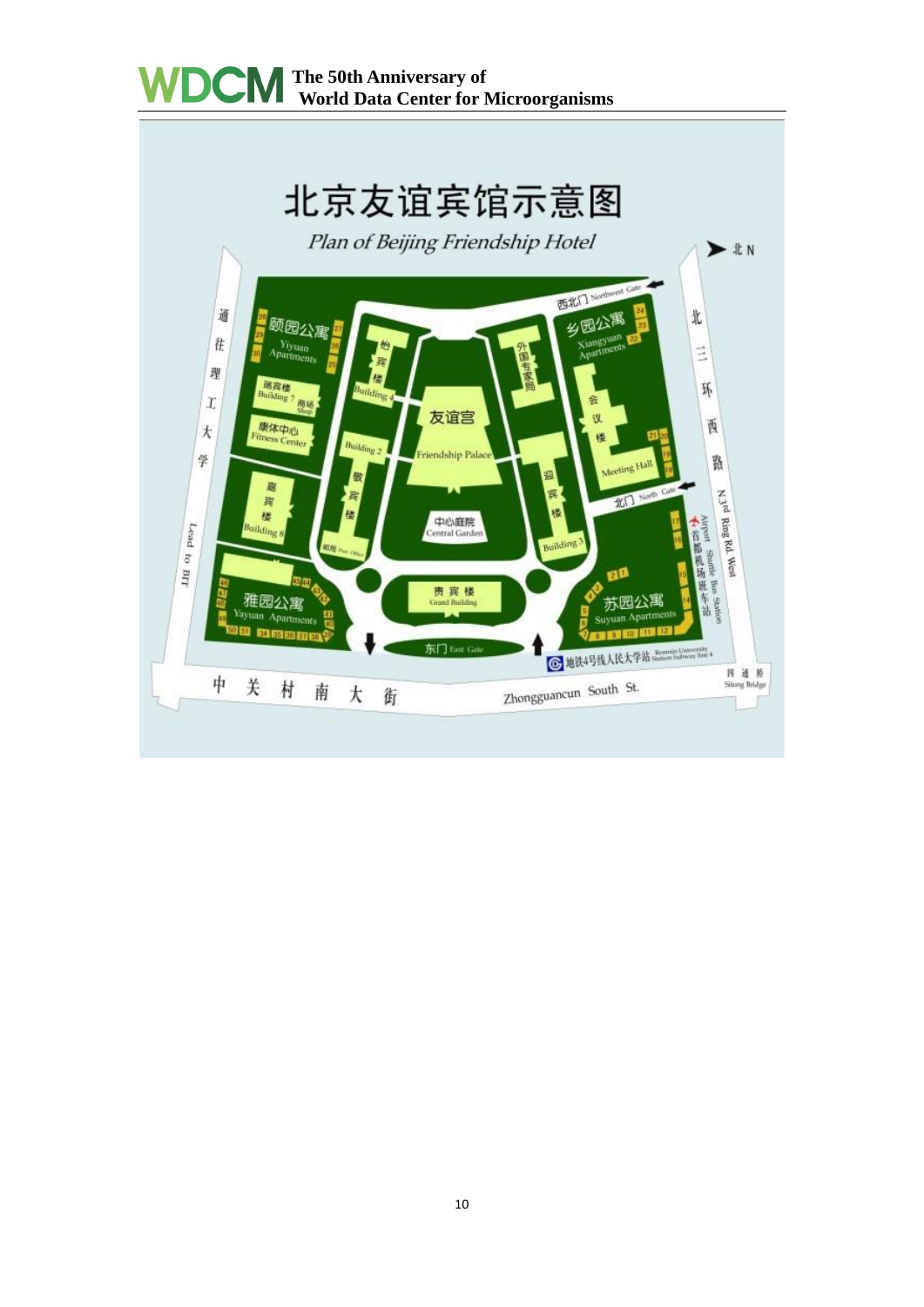北京友谊宾馆示意图

*Plan of Beijing Friendship Hotel*

北 N

西北门 Northwest Gate

颐园公寓 Yiyuan Apartments

乡园公寓 Xiangyuan Apartments

怡宾楼 Building 4

外国专家局

友谊宫 Friendship Palace

会议楼 Meeting Hall

谐宾楼 Building 7

商场 Shop

康体中心 Fitness Center

敬宾楼 Building 2

迎宾楼 Building 3

北门 North Gate

嘉宾楼 Building 8

中心庭院 Central Garden

邮局 Post Office

首都机场班车站 Airport Shuttle Bus Station

雅园公寓 Yayuan Apartments

贵宾楼 Grand Building

苏园公寓 Suyuan Apartments

东门 East Gate

地铁4号线人民大学站 Renmin University Station Subway line 4

通往理工大学 Lead to BIT

北三环西路 N.3rd Ring Rd. West

中关村南大街 Zhongguancun South St.

四通桥 Sitong Bridge